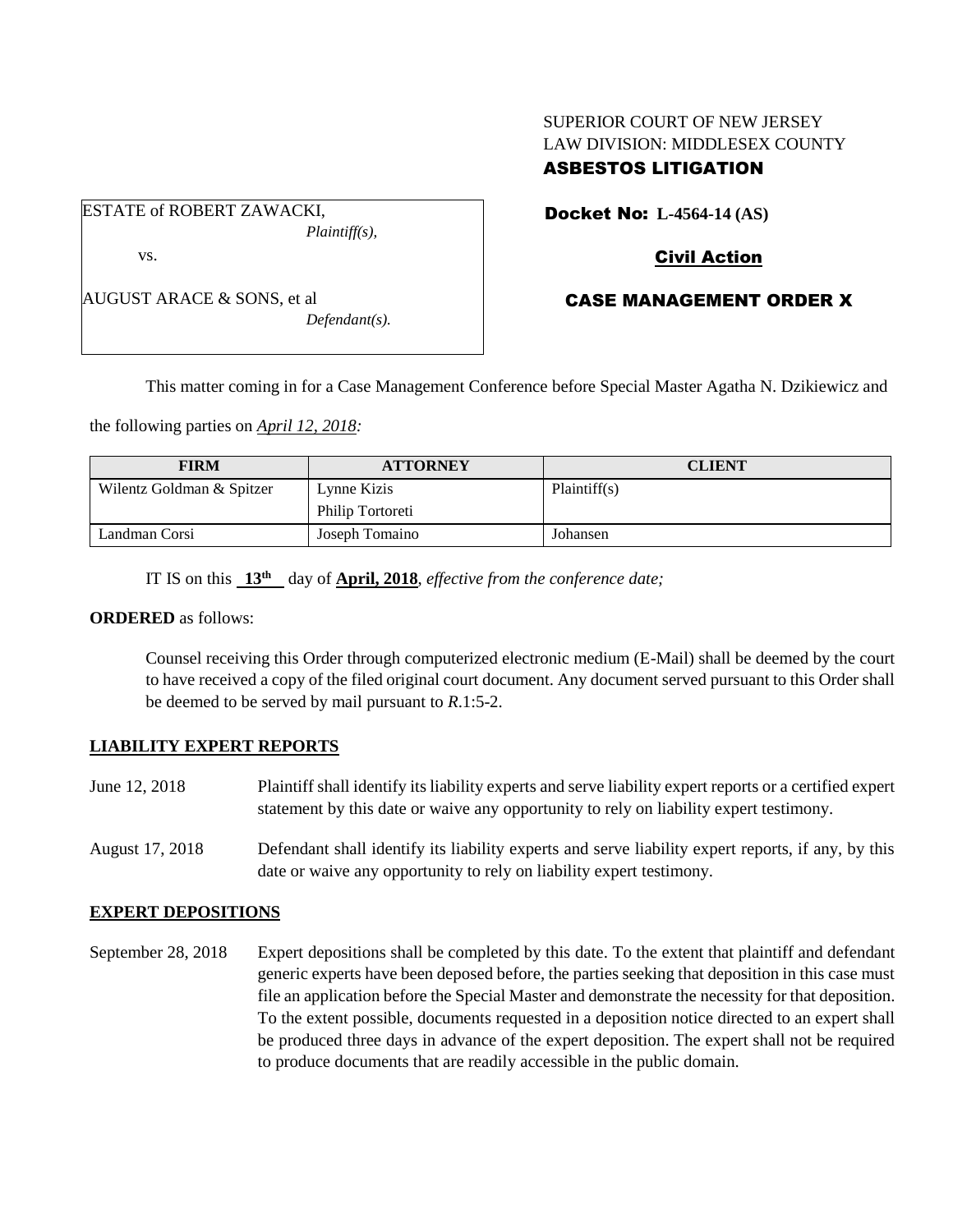SUPERIOR COURT OF NEW JERSEY
LAW DIVISION: MIDDLESEX COUNTY
**ASBESTOS LITIGATION**

ESTATE of ROBERT ZAWACKI,
*Plaintiff(s),*

vs.

AUGUST ARACE & SONS, et al
*Defendant(s).*

**Docket No: L-4564-14 (AS)**

**Civil Action**

**CASE MANAGEMENT ORDER X**

This matter coming in for a Case Management Conference before Special Master Agatha N. Dzikiewicz and the following parties on *April 12, 2018:*

| FIRM | ATTORNEY | CLIENT |
|---|---|---|
| Wilentz Goldman & Spitzer | Lynne Kizis<br>Philip Tortoreti | Plaintiff(s) |
| Landman Corsi | Joseph Tomaino | Johansen |

IT IS on this **13th** day of **April, 2018**, *effective from the conference date;*

**ORDERED** as follows:

Counsel receiving this Order through computerized electronic medium (E-Mail) shall be deemed by the court to have received a copy of the filed original court document. Any document served pursuant to this Order shall be deemed to be served by mail pursuant to *R*.1:5-2.

## LIABILITY EXPERT REPORTS

June 12, 2018 — Plaintiff shall identify its liability experts and serve liability expert reports or a certified expert statement by this date or waive any opportunity to rely on liability expert testimony.

August 17, 2018 — Defendant shall identify its liability experts and serve liability expert reports, if any, by this date or waive any opportunity to rely on liability expert testimony.

## EXPERT DEPOSITIONS

September 28, 2018 — Expert depositions shall be completed by this date. To the extent that plaintiff and defendant generic experts have been deposed before, the parties seeking that deposition in this case must file an application before the Special Master and demonstrate the necessity for that deposition. To the extent possible, documents requested in a deposition notice directed to an expert shall be produced three days in advance of the expert deposition. The expert shall not be required to produce documents that are readily accessible in the public domain.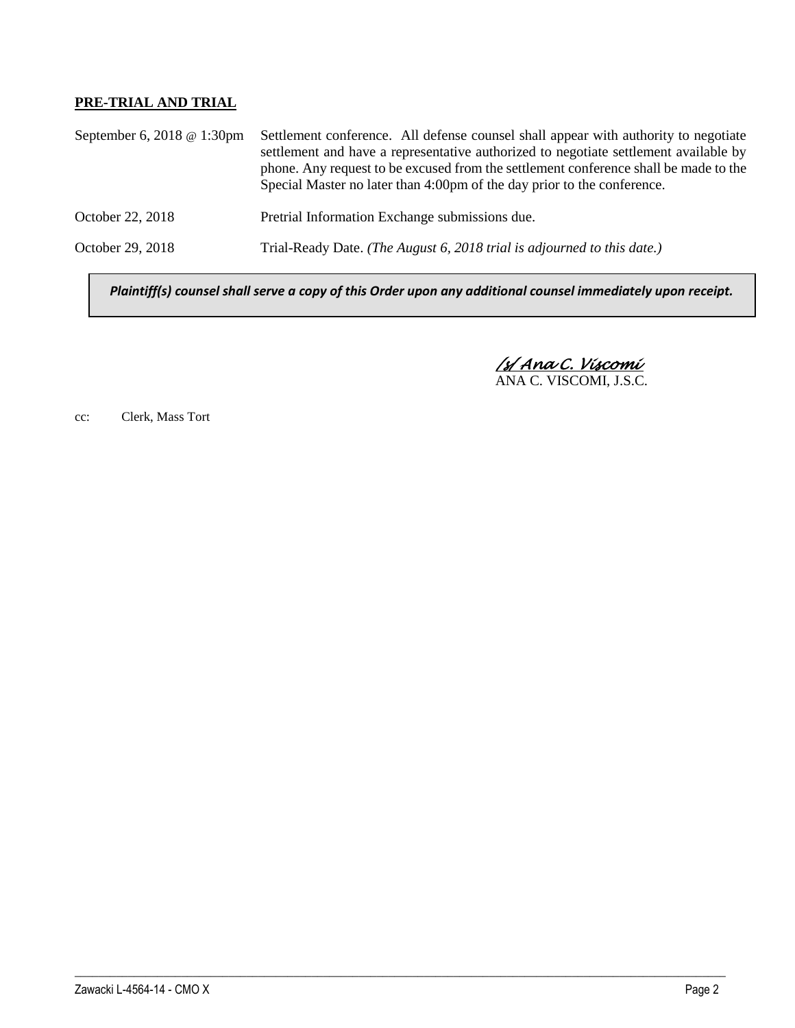**PRE-TRIAL AND TRIAL**

| | |
|---|---|
| September 6, 2018 @ 1:30pm | Settlement conference. All defense counsel shall appear with authority to negotiate settlement and have a representative authorized to negotiate settlement available by phone. Any request to be excused from the settlement conference shall be made to the Special Master no later than 4:00pm of the day prior to the conference. |
| October 22, 2018 | Pretrial Information Exchange submissions due. |
| October 29, 2018 | Trial-Ready Date. *(The August 6, 2018 trial is adjourned to this date.)* |

***Plaintiff(s) counsel shall serve a copy of this Order upon any additional counsel immediately upon receipt.***

/s/ Ana C. Viscomi
ANA C. VISCOMI, J.S.C.

cc: Clerk, Mass Tort